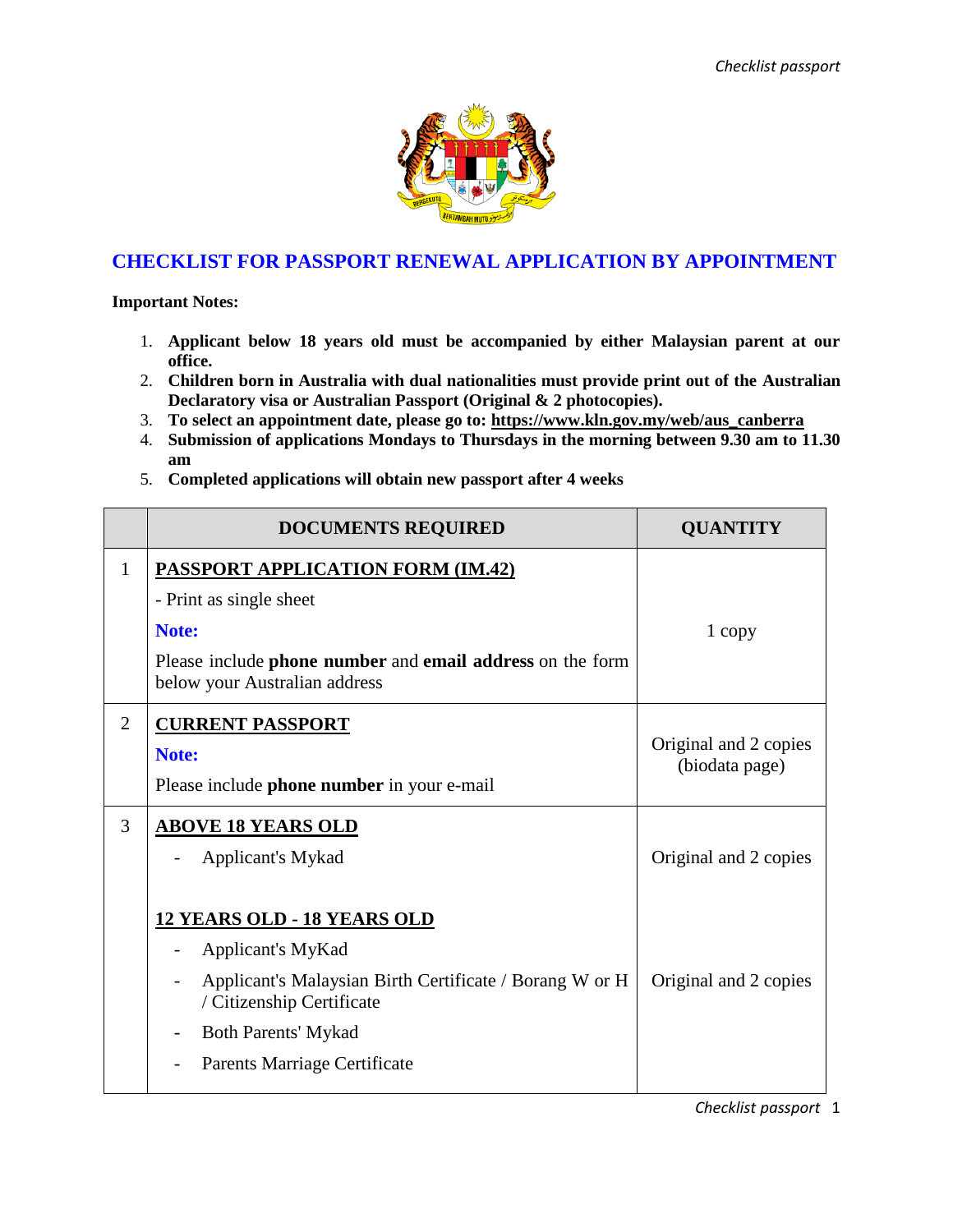# CHECKLIST FOR PASSPORT RENEWAL APPLICATION BY APPOINTMENT

**Important Notes:**

1. **Applicant below 18 years old must be accompanied by either Malaysian parent at our office.**
2. **Children born in Australia with dual nationalities must provide print out of the Australian Declaratory visa or Australian Passport (Original & 2 photocopies).**
3. **To select an appointment date, please go to: https://www.kln.gov.my/web/aus_canberra**
4. **Submission of applications Mondays to Thursdays in the morning between 9.30 am to 11.30 am**
5. **Completed applications will obtain new passport after 4 weeks**

| | DOCUMENTS REQUIRED | QUANTITY |
|---|---|---|
| 1 | **PASSPORT APPLICATION FORM (IM.42)**<br>- Print as single sheet<br>**Note:**<br>Please include **phone number** and **email address** on the form below your Australian address | 1 copy |
| 2 | **CURRENT PASSPORT**<br>**Note:**<br>Please include **phone number** in your e-mail | Original and 2 copies (biodata page) |
| 3 | **ABOVE 18 YEARS OLD**<br>- Applicant's Mykad | Original and 2 copies |
| | **12 YEARS OLD - 18 YEARS OLD**<br>- Applicant's MyKad<br>- Applicant's Malaysian Birth Certificate / Borang W or H / Citizenship Certificate<br>- Both Parents' Mykad<br>- Parents Marriage Certificate | Original and 2 copies |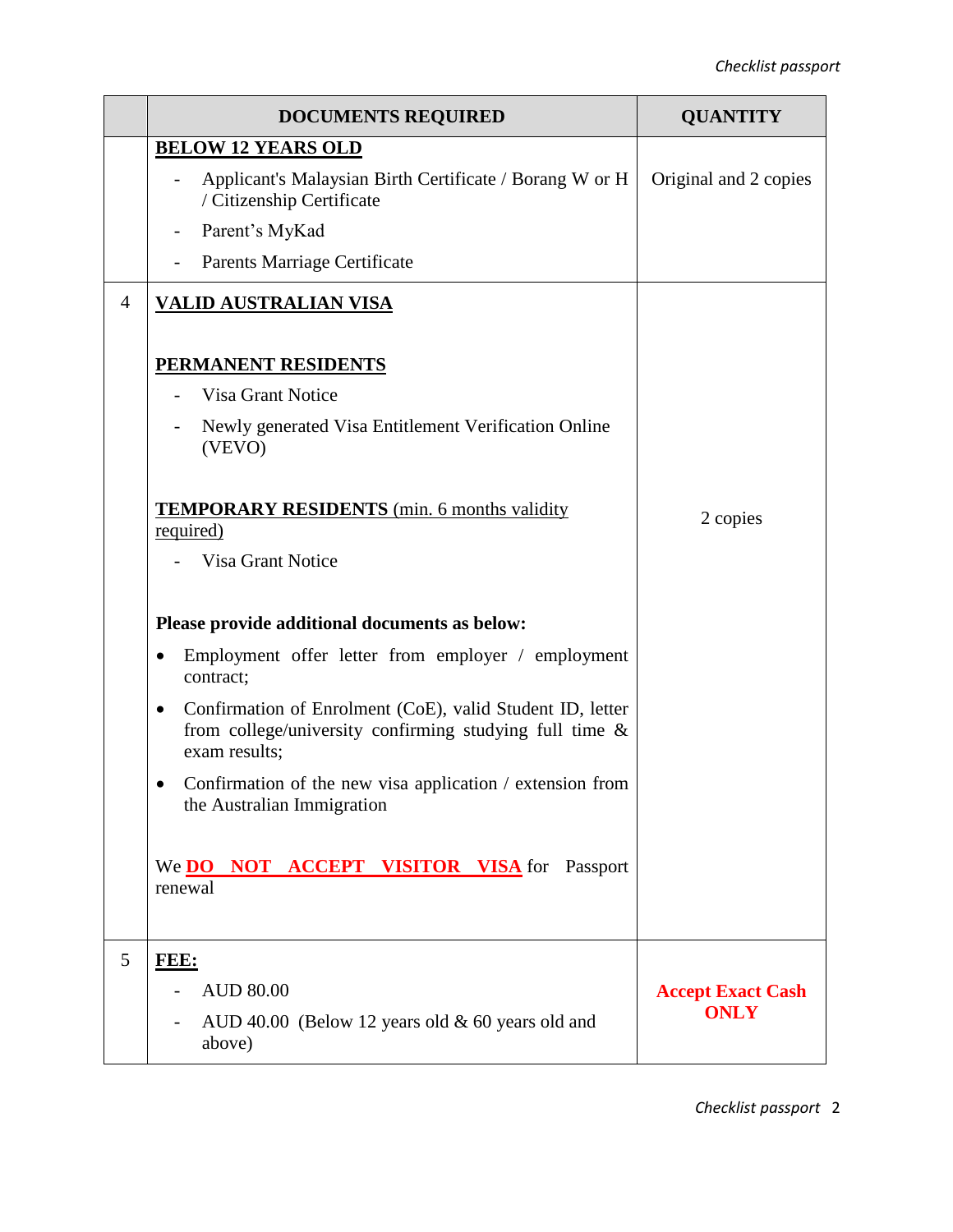| | DOCUMENTS REQUIRED | QUANTITY |
|---|---|---|
| | **BELOW 12 YEARS OLD**<br>- Applicant's Malaysian Birth Certificate / Borang W or H / Citizenship Certificate<br>- Parent's MyKad<br>- Parents Marriage Certificate | Original and 2 copies |
| 4 | **VALID AUSTRALIAN VISA**<br><br>**PERMANENT RESIDENTS**<br>- Visa Grant Notice<br>- Newly generated Visa Entitlement Verification Online (VEVO)<br><br>**TEMPORARY RESIDENTS** (min. 6 months validity required)<br>- Visa Grant Notice<br><br>**Please provide additional documents as below:**<br>• Employment offer letter from employer / employment contract;<br>• Confirmation of Enrolment (CoE), valid Student ID, letter from college/university confirming studying full time & exam results;<br>• Confirmation of the new visa application / extension from the Australian Immigration<br><br>We **DO NOT ACCEPT VISITOR VISA** for Passport renewal | 2 copies |
| 5 | **FEE:**<br>- AUD 80.00<br>- AUD 40.00 (Below 12 years old & 60 years old and above) | **Accept Exact Cash ONLY** |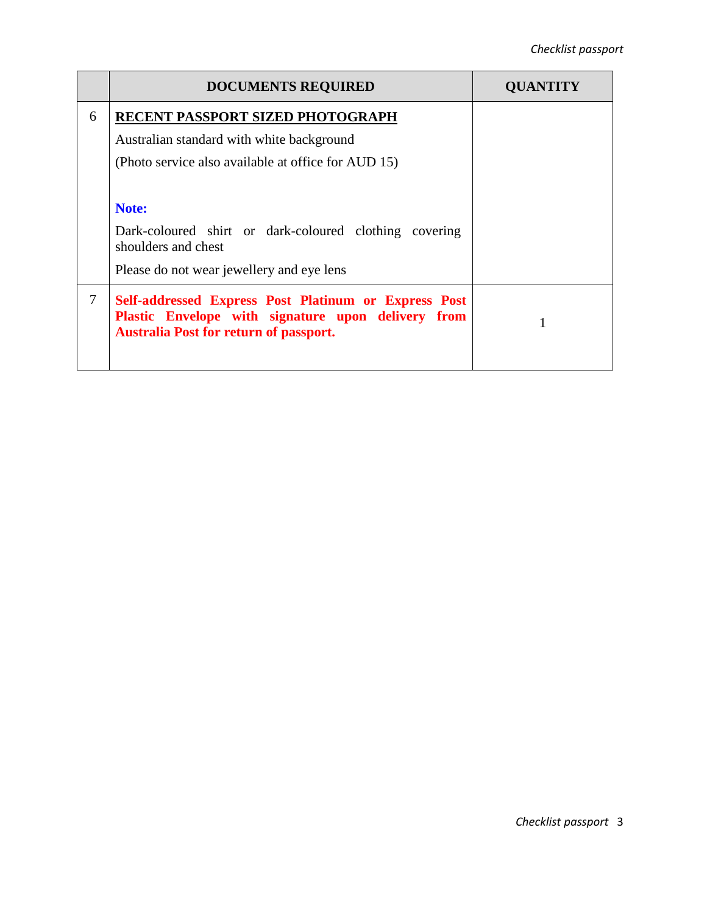|  | DOCUMENTS REQUIRED | QUANTITY |
|---|---|---|
| 6 | <u>**RECENT PASSPORT SIZED PHOTOGRAPH**</u><br>Australian standard with white background<br>(Photo service also available at office for AUD 15)<br><br>**Note:**<br>Dark-coloured shirt or dark-coloured clothing covering shoulders and chest<br>Please do not wear jewellery and eye lens |  |
| 7 | **Self-addressed Express Post Platinum or Express Post Plastic Envelope with signature upon delivery from Australia Post for return of passport.** | 1 |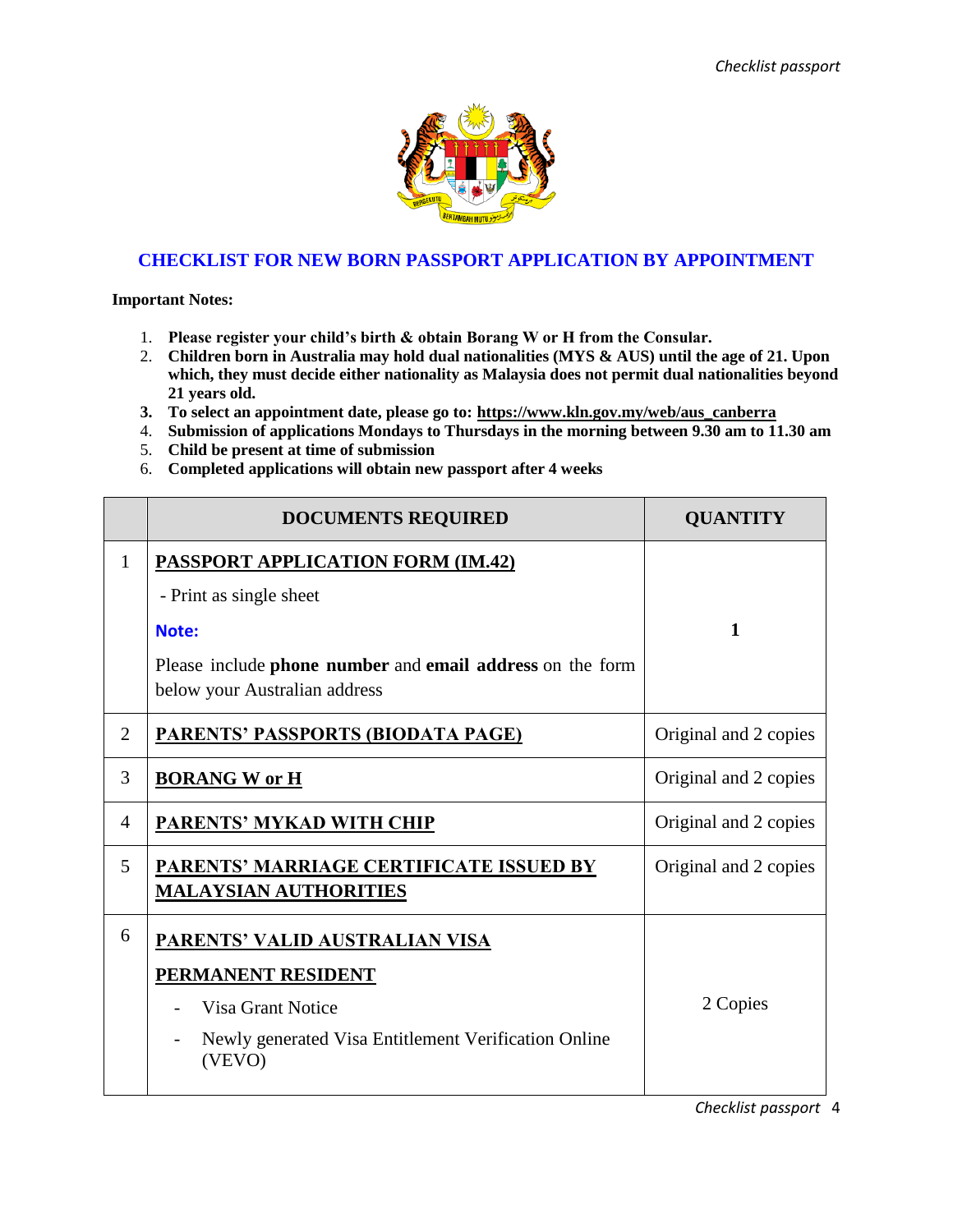## CHECKLIST FOR NEW BORN PASSPORT APPLICATION BY APPOINTMENT

**Important Notes:**

1. **Please register your child's birth & obtain Borang W or H from the Consular.**
2. **Children born in Australia may hold dual nationalities (MYS & AUS) until the age of 21. Upon which, they must decide either nationality as Malaysia does not permit dual nationalities beyond 21 years old.**
3. **To select an appointment date, please go to: https://www.kln.gov.my/web/aus_canberra**
4. **Submission of applications Mondays to Thursdays in the morning between 9.30 am to 11.30 am**
5. **Child be present at time of submission**
6. **Completed applications will obtain new passport after 4 weeks**

| | DOCUMENTS REQUIRED | QUANTITY |
|---|---|---|
| 1 | **PASSPORT APPLICATION FORM (IM.42)**<br>- Print as single sheet<br>**Note:**<br>Please include **phone number** and **email address** on the form below your Australian address | **1** |
| 2 | **PARENTS' PASSPORTS (BIODATA PAGE)** | Original and 2 copies |
| 3 | **BORANG W or H** | Original and 2 copies |
| 4 | **PARENTS' MYKAD WITH CHIP** | Original and 2 copies |
| 5 | **PARENTS' MARRIAGE CERTIFICATE ISSUED BY MALAYSIAN AUTHORITIES** | Original and 2 copies |
| 6 | **PARENTS' VALID AUSTRALIAN VISA**<br>**PERMANENT RESIDENT**<br>- Visa Grant Notice<br>- Newly generated Visa Entitlement Verification Online (VEVO) | 2 Copies |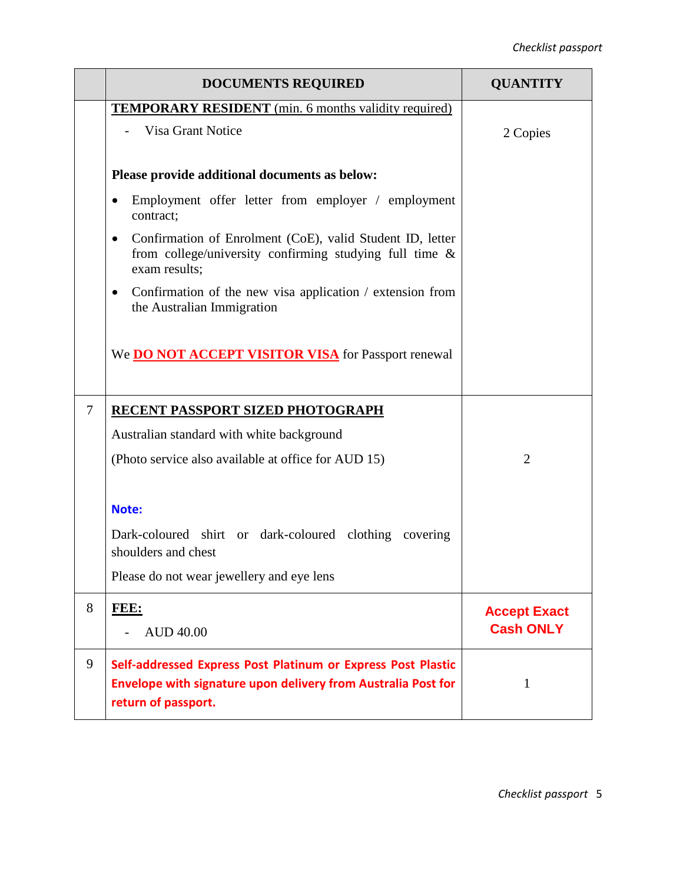| | DOCUMENTS REQUIRED | QUANTITY |
|---|---|---|
| | **TEMPORARY RESIDENT** (min. 6 months validity required)<br>- Visa Grant Notice<br><br>**Please provide additional documents as below:**<br>• Employment offer letter from employer / employment contract;<br>• Confirmation of Enrolment (CoE), valid Student ID, letter from college/university confirming studying full time & exam results;<br>• Confirmation of the new visa application / extension from the Australian Immigration<br><br>We **DO NOT ACCEPT VISITOR VISA** for Passport renewal | 2 Copies |
| 7 | **RECENT PASSPORT SIZED PHOTOGRAPH**<br>Australian standard with white background<br>(Photo service also available at office for AUD 15)<br><br>**Note:**<br>Dark-coloured shirt or dark-coloured clothing covering shoulders and chest<br>Please do not wear jewellery and eye lens | 2 |
| 8 | **FEE:**<br>- AUD 40.00 | **Accept Exact Cash ONLY** |
| 9 | **Self-addressed Express Post Platinum or Express Post Plastic Envelope with signature upon delivery from Australia Post for return of passport.** | 1 |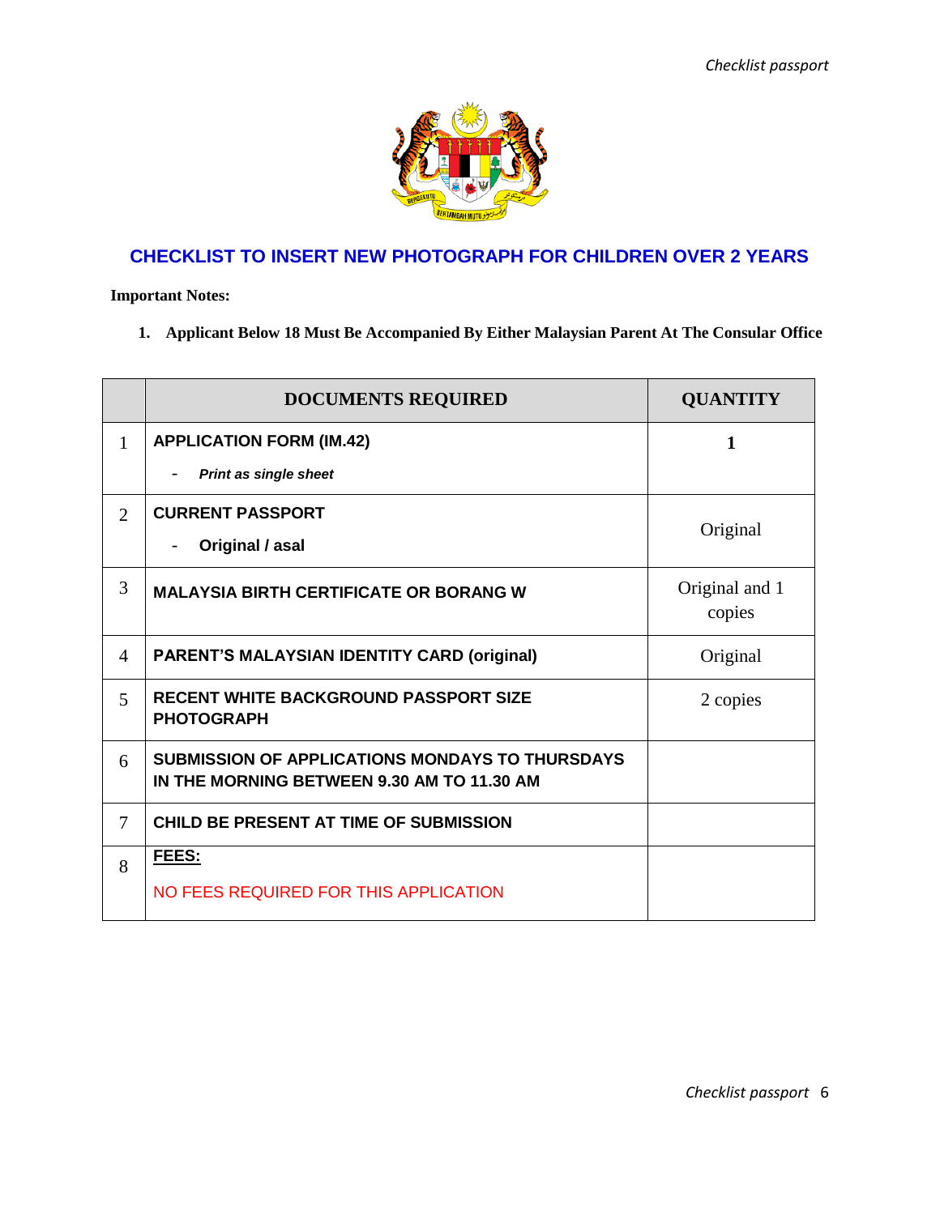## CHECKLIST TO INSERT NEW PHOTOGRAPH FOR CHILDREN OVER 2 YEARS

**Important Notes:**

1. **Applicant Below 18 Must Be Accompanied By Either Malaysian Parent At The Consular Office**

| | DOCUMENTS REQUIRED | QUANTITY |
|---|---|---|
| 1 | **APPLICATION FORM (IM.42)**<br>- ***Print as single sheet*** | **1** |
| 2 | **CURRENT PASSPORT**<br>- **Original / asal** | Original |
| 3 | **MALAYSIA BIRTH CERTIFICATE OR BORANG W** | Original and 1 copies |
| 4 | **PARENT'S MALAYSIAN IDENTITY CARD (original)** | Original |
| 5 | **RECENT WHITE BACKGROUND PASSPORT SIZE PHOTOGRAPH** | 2 copies |
| 6 | **SUBMISSION OF APPLICATIONS MONDAYS TO THURSDAYS IN THE MORNING BETWEEN 9.30 AM TO 11.30 AM** | |
| 7 | **CHILD BE PRESENT AT TIME OF SUBMISSION** | |
| 8 | **FEES:**<br>NO FEES REQUIRED FOR THIS APPLICATION | |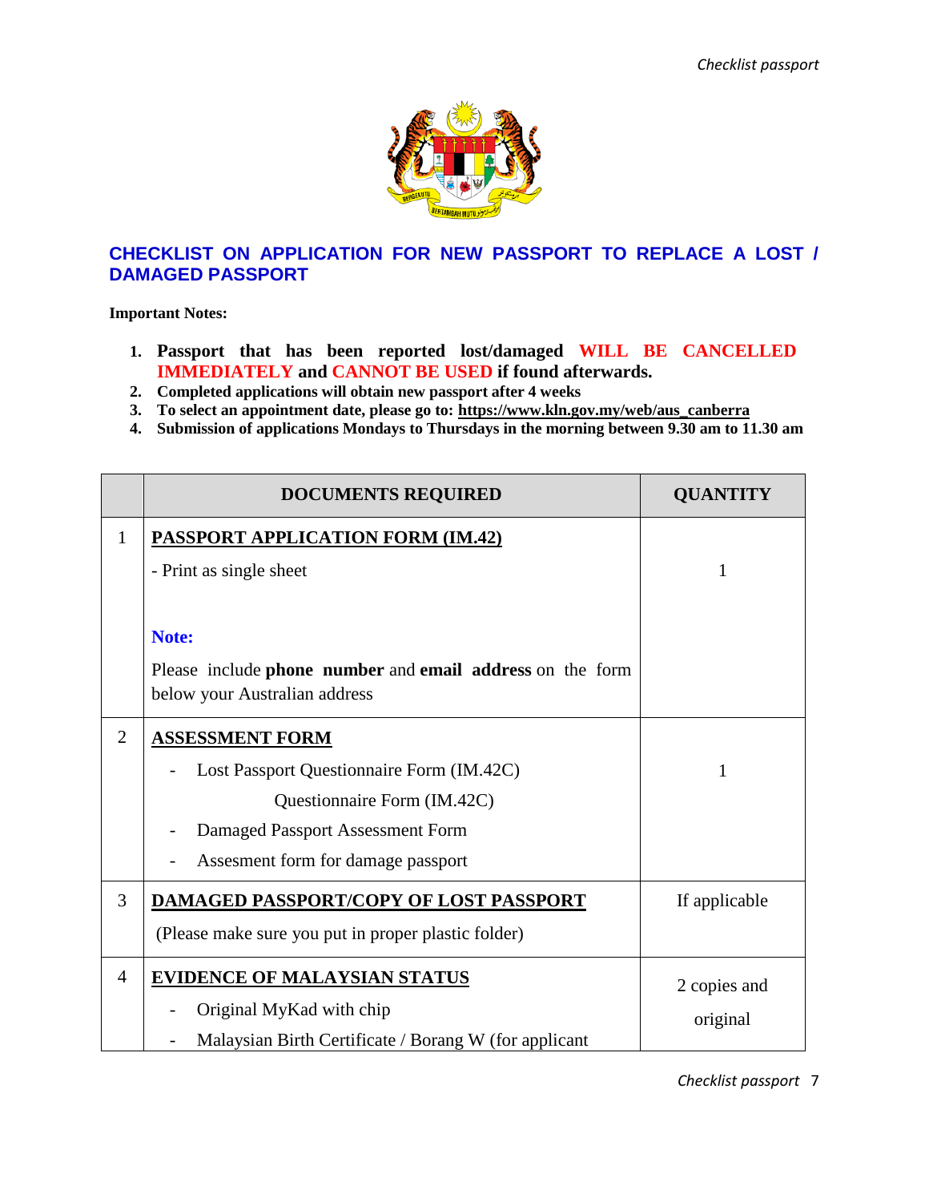## CHECKLIST ON APPLICATION FOR NEW PASSPORT TO REPLACE A LOST / DAMAGED PASSPORT

**Important Notes:**

1. **Passport that has been reported lost/damaged WILL BE CANCELLED IMMEDIATELY and CANNOT BE USED if found afterwards.**
2. **Completed applications will obtain new passport after 4 weeks**
3. **To select an appointment date, please go to: https://www.kln.gov.my/web/aus_canberra**
4. **Submission of applications Mondays to Thursdays in the morning between 9.30 am to 11.30 am**

| | DOCUMENTS REQUIRED | QUANTITY |
|---|---|---|
| 1 | **PASSPORT APPLICATION FORM (IM.42)**<br>- Print as single sheet<br><br>**Note:**<br>Please include **phone number** and **email address** on the form below your Australian address | 1 |
| 2 | **ASSESSMENT FORM**<br>- Lost Passport Questionnaire Form (IM.42C)<br>Questionnaire Form (IM.42C)<br>- Damaged Passport Assessment Form<br>- Assesment form for damage passport | 1 |
| 3 | **DAMAGED PASSPORT/COPY OF LOST PASSPORT**<br>(Please make sure you put in proper plastic folder) | If applicable |
| 4 | **EVIDENCE OF MALAYSIAN STATUS**<br>- Original MyKad with chip<br>- Malaysian Birth Certificate / Borang W (for applicant | 2 copies and original |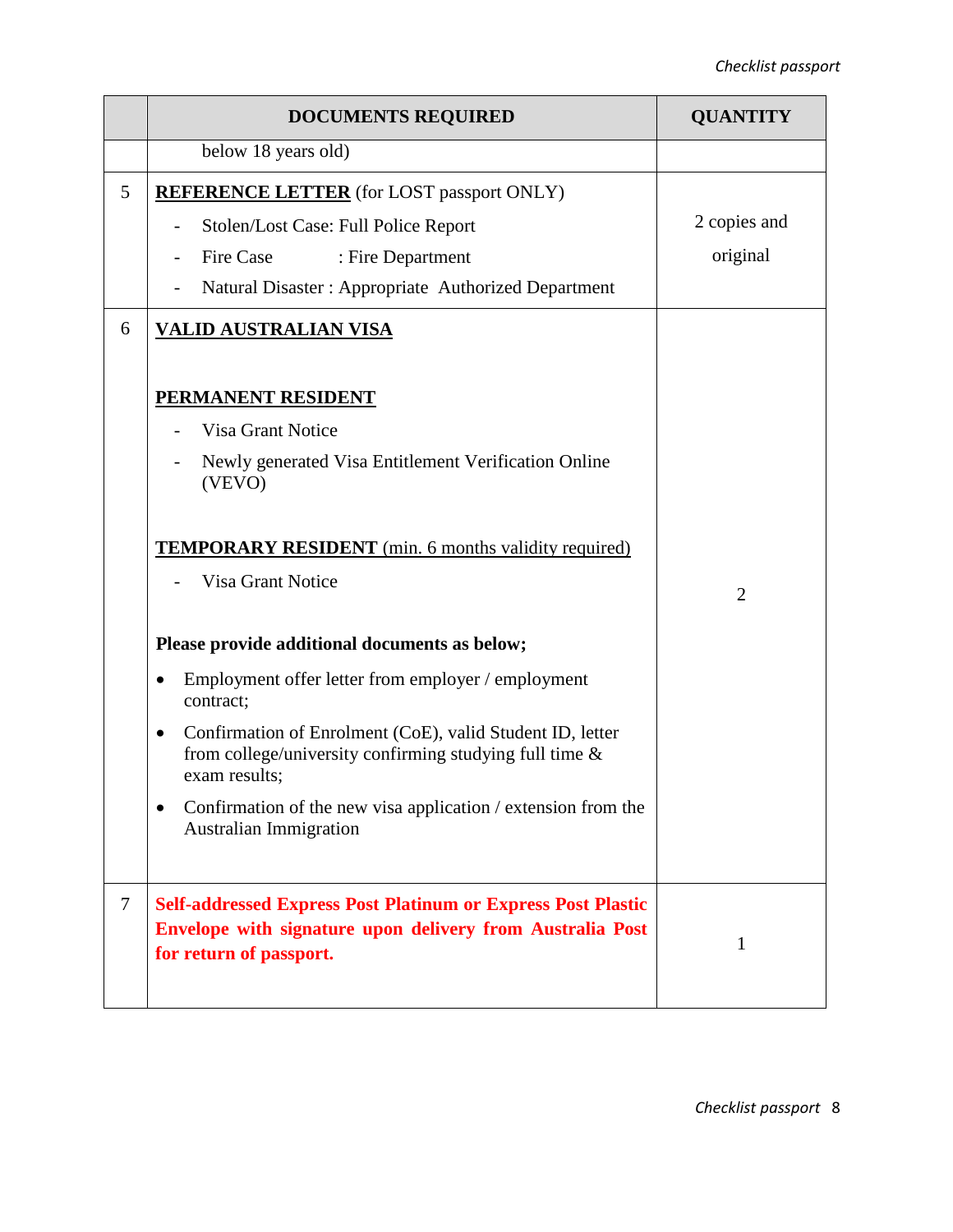| | DOCUMENTS REQUIRED | QUANTITY |
|---|---|---|
| | below 18 years old) | |
| 5 | **REFERENCE LETTER** (for LOST passport ONLY)<br>- Stolen/Lost Case: Full Police Report<br>- Fire Case : Fire Department<br>- Natural Disaster : Appropriate Authorized Department | 2 copies and original |
| 6 | **VALID AUSTRALIAN VISA**<br><br>**PERMANENT RESIDENT**<br>- Visa Grant Notice<br>- Newly generated Visa Entitlement Verification Online (VEVO)<br><br>**TEMPORARY RESIDENT** (min. 6 months validity required)<br>- Visa Grant Notice<br><br>**Please provide additional documents as below;**<br>• Employment offer letter from employer / employment contract;<br>• Confirmation of Enrolment (CoE), valid Student ID, letter from college/university confirming studying full time & exam results;<br>• Confirmation of the new visa application / extension from the Australian Immigration | 2 |
| 7 | **Self-addressed Express Post Platinum or Express Post Plastic Envelope with signature upon delivery from Australia Post for return of passport.** | 1 |